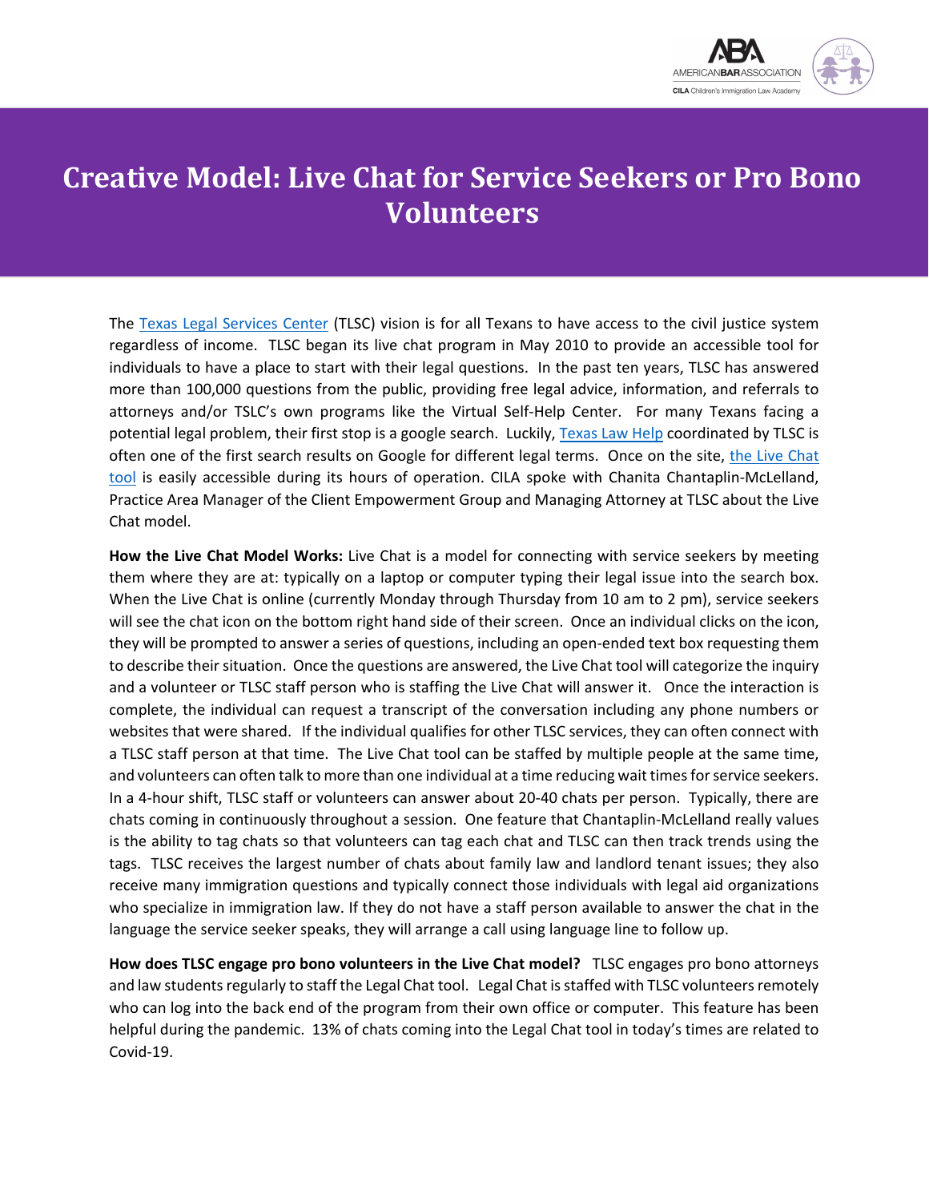# Creative Model: Live Chat for Service Seekers or Pro Bono Volunteers

The Texas Legal Services Center (TLSC) vision is for all Texans to have access to the civil justice system regardless of income. TLSC began its live chat program in May 2010 to provide an accessible tool for individuals to have a place to start with their legal questions. In the past ten years, TLSC has answered more than 100,000 questions from the public, providing free legal advice, information, and referrals to attorneys and/or TSLC's own programs like the Virtual Self-Help Center. For many Texans facing a potential legal problem, their first stop is a google search. Luckily, Texas Law Help coordinated by TLSC is often one of the first search results on Google for different legal terms. Once on the site, the Live Chat tool is easily accessible during its hours of operation. CILA spoke with Chanita Chantaplin-McLelland, Practice Area Manager of the Client Empowerment Group and Managing Attorney at TLSC about the Live Chat model.

**How the Live Chat Model Works:** Live Chat is a model for connecting with service seekers by meeting them where they are at: typically on a laptop or computer typing their legal issue into the search box. When the Live Chat is online (currently Monday through Thursday from 10 am to 2 pm), service seekers will see the chat icon on the bottom right hand side of their screen. Once an individual clicks on the icon, they will be prompted to answer a series of questions, including an open-ended text box requesting them to describe their situation. Once the questions are answered, the Live Chat tool will categorize the inquiry and a volunteer or TLSC staff person who is staffing the Live Chat will answer it. Once the interaction is complete, the individual can request a transcript of the conversation including any phone numbers or websites that were shared. If the individual qualifies for other TLSC services, they can often connect with a TLSC staff person at that time. The Live Chat tool can be staffed by multiple people at the same time, and volunteers can often talk to more than one individual at a time reducing wait times for service seekers. In a 4-hour shift, TLSC staff or volunteers can answer about 20-40 chats per person. Typically, there are chats coming in continuously throughout a session. One feature that Chantaplin-McLelland really values is the ability to tag chats so that volunteers can tag each chat and TLSC can then track trends using the tags. TLSC receives the largest number of chats about family law and landlord tenant issues; they also receive many immigration questions and typically connect those individuals with legal aid organizations who specialize in immigration law. If they do not have a staff person available to answer the chat in the language the service seeker speaks, they will arrange a call using language line to follow up.

**How does TLSC engage pro bono volunteers in the Live Chat model?** TLSC engages pro bono attorneys and law students regularly to staff the Legal Chat tool. Legal Chat is staffed with TLSC volunteers remotely who can log into the back end of the program from their own office or computer. This feature has been helpful during the pandemic. 13% of chats coming into the Legal Chat tool in today's times are related to Covid-19.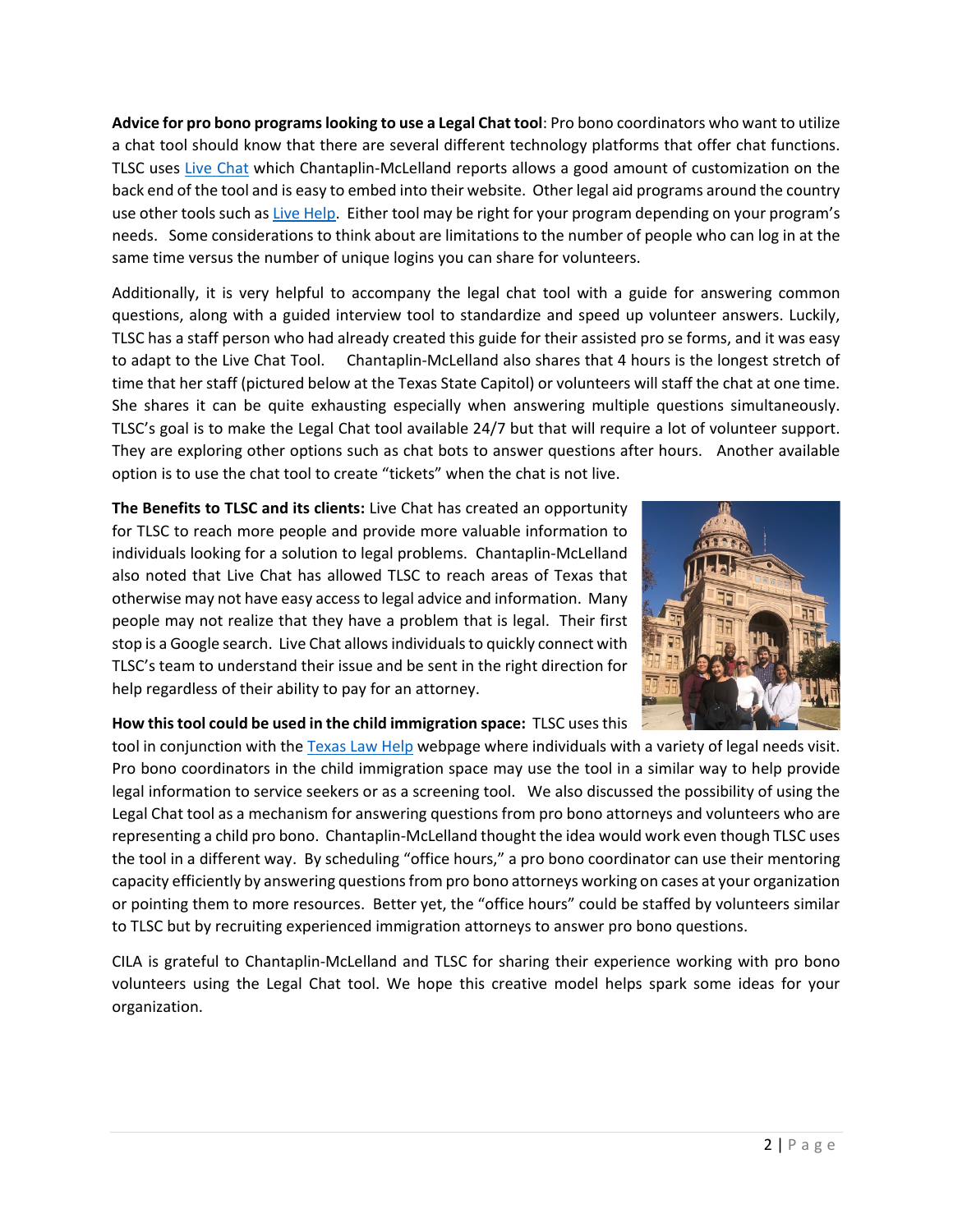**Advice for pro bono programs looking to use a Legal Chat tool**: Pro bono coordinators who want to utilize a chat tool should know that there are several different technology platforms that offer chat functions. TLSC uses Live Chat which Chantaplin-McLelland reports allows a good amount of customization on the back end of the tool and is easy to embed into their website. Other legal aid programs around the country use other tools such as Live Help. Either tool may be right for your program depending on your program's needs. Some considerations to think about are limitations to the number of people who can log in at the same time versus the number of unique logins you can share for volunteers.

Additionally, it is very helpful to accompany the legal chat tool with a guide for answering common questions, along with a guided interview tool to standardize and speed up volunteer answers. Luckily, TLSC has a staff person who had already created this guide for their assisted pro se forms, and it was easy to adapt to the Live Chat Tool. Chantaplin-McLelland also shares that 4 hours is the longest stretch of time that her staff (pictured below at the Texas State Capitol) or volunteers will staff the chat at one time. She shares it can be quite exhausting especially when answering multiple questions simultaneously. TLSC's goal is to make the Legal Chat tool available 24/7 but that will require a lot of volunteer support. They are exploring other options such as chat bots to answer questions after hours. Another available option is to use the chat tool to create "tickets" when the chat is not live.

**The Benefits to TLSC and its clients:** Live Chat has created an opportunity for TLSC to reach more people and provide more valuable information to individuals looking for a solution to legal problems. Chantaplin-McLelland also noted that Live Chat has allowed TLSC to reach areas of Texas that otherwise may not have easy access to legal advice and information. Many people may not realize that they have a problem that is legal. Their first stop is a Google search. Live Chat allows individuals to quickly connect with TLSC's team to understand their issue and be sent in the right direction for help regardless of their ability to pay for an attorney.

**How this tool could be used in the child immigration space:** TLSC uses this tool in conjunction with the Texas Law Help webpage where individuals with a variety of legal needs visit. Pro bono coordinators in the child immigration space may use the tool in a similar way to help provide legal information to service seekers or as a screening tool. We also discussed the possibility of using the Legal Chat tool as a mechanism for answering questions from pro bono attorneys and volunteers who are representing a child pro bono. Chantaplin-McLelland thought the idea would work even though TLSC uses the tool in a different way. By scheduling "office hours," a pro bono coordinator can use their mentoring capacity efficiently by answering questions from pro bono attorneys working on cases at your organization or pointing them to more resources. Better yet, the "office hours" could be staffed by volunteers similar to TLSC but by recruiting experienced immigration attorneys to answer pro bono questions.

CILA is grateful to Chantaplin-McLelland and TLSC for sharing their experience working with pro bono volunteers using the Legal Chat tool. We hope this creative model helps spark some ideas for your organization.